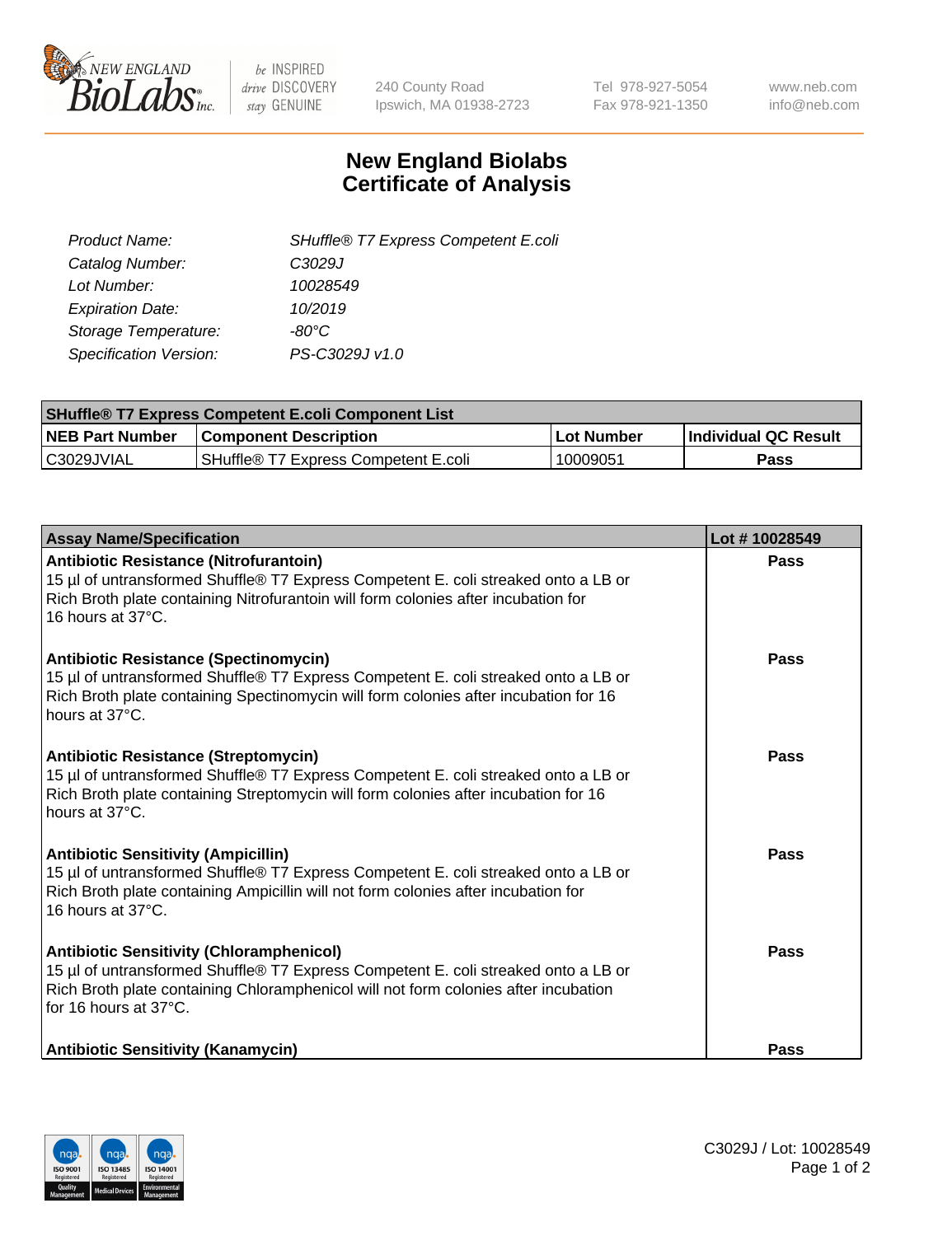# New England Biolabs Certificate of Analysis

| | |
|---|---|
| *Product Name:* | *SHuffle® T7 Express Competent E.coli* |
| *Catalog Number:* | *C3029J* |
| *Lot Number:* | *10028549* |
| *Expiration Date:* | *10/2019* |
| *Storage Temperature:* | *-80°C* |
| *Specification Version:* | *PS-C3029J v1.0* |

| SHuffle® T7 Express Competent E.coli Component List | | | |
|---|---|---|---|
| **NEB Part Number** | **Component Description** | **Lot Number** | **Individual QC Result** |
| C3029JVIAL | SHuffle® T7 Express Competent E.coli | 10009051 | **Pass** |

| Assay Name/Specification | Lot # 10028549 |
|---|---|
| **Antibiotic Resistance (Nitrofurantoin)**<br>15 µl of untransformed Shuffle® T7 Express Competent E. coli streaked onto a LB or Rich Broth plate containing Nitrofurantoin will form colonies after incubation for 16 hours at 37°C. | **Pass** |
| **Antibiotic Resistance (Spectinomycin)**<br>15 µl of untransformed Shuffle® T7 Express Competent E. coli streaked onto a LB or Rich Broth plate containing Spectinomycin will form colonies after incubation for 16 hours at 37°C. | **Pass** |
| **Antibiotic Resistance (Streptomycin)**<br>15 µl of untransformed Shuffle® T7 Express Competent E. coli streaked onto a LB or Rich Broth plate containing Streptomycin will form colonies after incubation for 16 hours at 37°C. | **Pass** |
| **Antibiotic Sensitivity (Ampicillin)**<br>15 µl of untransformed Shuffle® T7 Express Competent E. coli streaked onto a LB or Rich Broth plate containing Ampicillin will not form colonies after incubation for 16 hours at 37°C. | **Pass** |
| **Antibiotic Sensitivity (Chloramphenicol)**<br>15 µl of untransformed Shuffle® T7 Express Competent E. coli streaked onto a LB or Rich Broth plate containing Chloramphenicol will not form colonies after incubation for 16 hours at 37°C. | **Pass** |
| **Antibiotic Sensitivity (Kanamycin)** | **Pass** |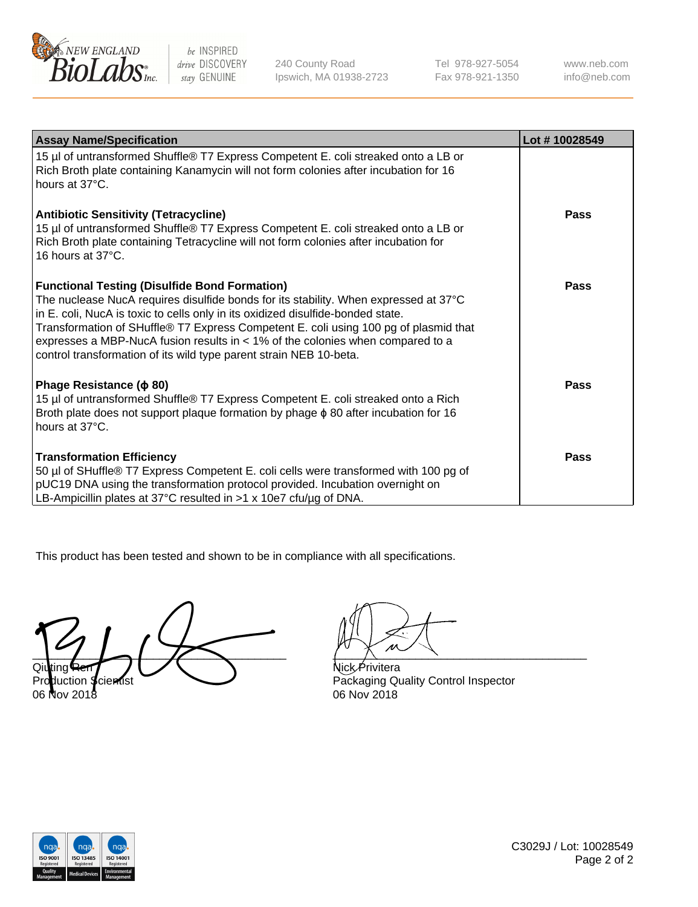| Assay Name/Specification | Lot # 10028549 |
|---|---|
| 15 µl of untransformed Shuffle® T7 Express Competent E. coli streaked onto a LB or Rich Broth plate containing Kanamycin will not form colonies after incubation for 16 hours at 37°C. | |
| **Antibiotic Sensitivity (Tetracycline)**<br>15 µl of untransformed Shuffle® T7 Express Competent E. coli streaked onto a LB or Rich Broth plate containing Tetracycline will not form colonies after incubation for 16 hours at 37°C. | **Pass** |
| **Functional Testing (Disulfide Bond Formation)**<br>The nuclease NucA requires disulfide bonds for its stability. When expressed at 37°C in E. coli, NucA is toxic to cells only in its oxidized disulfide-bonded state. Transformation of SHuffle® T7 Express Competent E. coli using 100 pg of plasmid that expresses a MBP-NucA fusion results in < 1% of the colonies when compared to a control transformation of its wild type parent strain NEB 10-beta. | **Pass** |
| **Phage Resistance (ϕ 80)**<br>15 µl of untransformed Shuffle® T7 Express Competent E. coli streaked onto a Rich Broth plate does not support plaque formation by phage ϕ 80 after incubation for 16 hours at 37°C. | **Pass** |
| **Transformation Efficiency**<br>50 µl of SHuffle® T7 Express Competent E. coli cells were transformed with 100 pg of pUC19 DNA using the transformation protocol provided. Incubation overnight on LB-Ampicillin plates at 37°C resulted in >1 x 10e7 cfu/µg of DNA. | **Pass** |

This product has been tested and shown to be in compliance with all specifications.

Qiuting Ren
Production Scientist
06 Nov 2018

Nick Privitera
Packaging Quality Control Inspector
06 Nov 2018

C3029J / Lot: 10028549